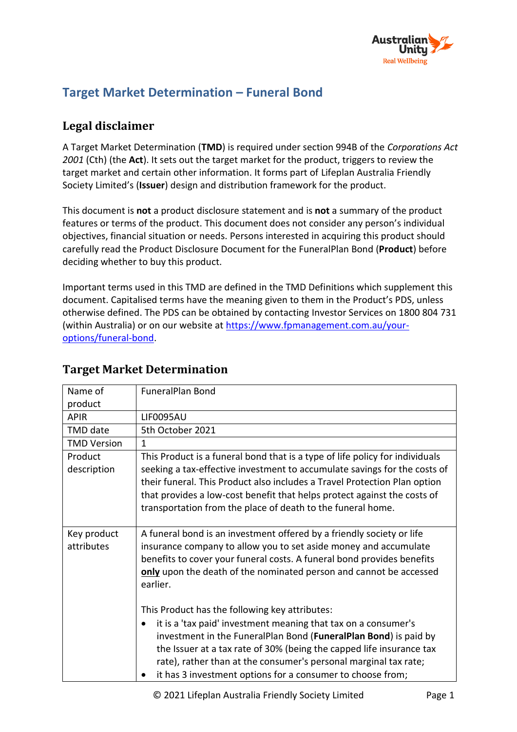# Target Market Determination – Funeral Bond

## Legal disclaimer

A Target Market Determination (**TMD**) is required under section 994B of the *Corporations Act 2001* (Cth) (the **Act**). It sets out the target market for the product, triggers to review the target market and certain other information. It forms part of Lifeplan Australia Friendly Society Limited's (**Issuer**) design and distribution framework for the product.

This document is **not** a product disclosure statement and is **not** a summary of the product features or terms of the product. This document does not consider any person's individual objectives, financial situation or needs. Persons interested in acquiring this product should carefully read the Product Disclosure Document for the FuneralPlan Bond (**Product**) before deciding whether to buy this product.

Important terms used in this TMD are defined in the TMD Definitions which supplement this document. Capitalised terms have the meaning given to them in the Product's PDS, unless otherwise defined. The PDS can be obtained by contacting Investor Services on 1800 804 731 (within Australia) or on our website at https://www.fpmanagement.com.au/your-options/funeral-bond.

## Target Market Determination

| Name of product | FuneralPlan Bond |
|---|---|
| APIR | LIF0095AU |
| TMD date | 5th October 2021 |
| TMD Version | 1 |
| Product description | This Product is a funeral bond that is a type of life policy for individuals seeking a tax-effective investment to accumulate savings for the costs of their funeral. This Product also includes a Travel Protection Plan option that provides a low-cost benefit that helps protect against the costs of transportation from the place of death to the funeral home. |
| Key product attributes | A funeral bond is an investment offered by a friendly society or life insurance company to allow you to set aside money and accumulate benefits to cover your funeral costs. A funeral bond provides benefits **only** upon the death of the nominated person and cannot be accessed earlier.<br><br>This Product has the following key attributes:<br>• it is a 'tax paid' investment meaning that tax on a consumer's investment in the FuneralPlan Bond (**FuneralPlan Bond**) is paid by the Issuer at a tax rate of 30% (being the capped life insurance tax rate), rather than at the consumer's personal marginal tax rate;<br>• it has 3 investment options for a consumer to choose from; |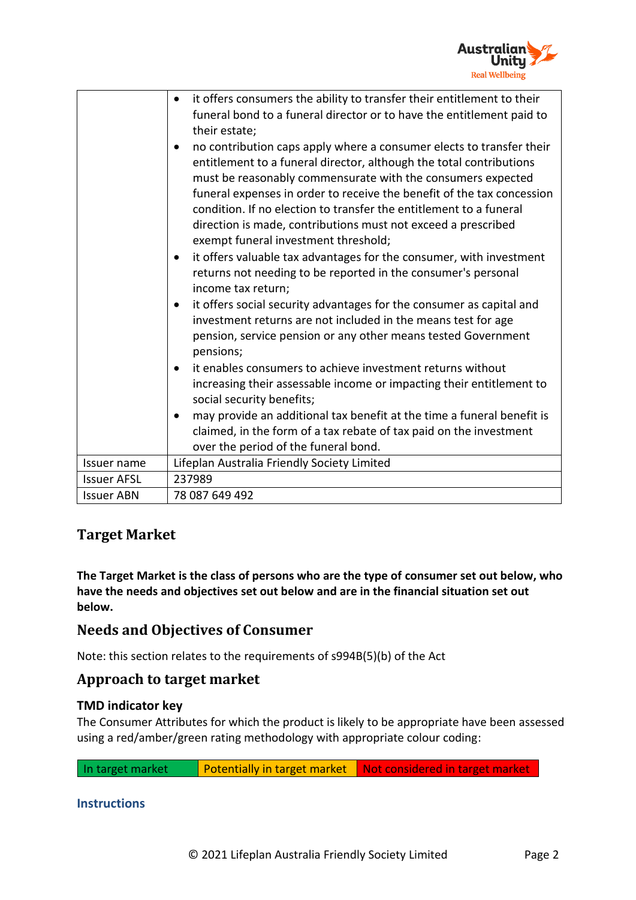| | |
|---|---|
| | • it offers consumers the ability to transfer their entitlement to their funeral bond to a funeral director or to have the entitlement paid to their estate;<br>• no contribution caps apply where a consumer elects to transfer their entitlement to a funeral director, although the total contributions must be reasonably commensurate with the consumers expected funeral expenses in order to receive the benefit of the tax concession condition. If no election to transfer the entitlement to a funeral direction is made, contributions must not exceed a prescribed exempt funeral investment threshold;<br>• it offers valuable tax advantages for the consumer, with investment returns not needing to be reported in the consumer's personal income tax return;<br>• it offers social security advantages for the consumer as capital and investment returns are not included in the means test for age pension, service pension or any other means tested Government pensions;<br>• it enables consumers to achieve investment returns without increasing their assessable income or impacting their entitlement to social security benefits;<br>• may provide an additional tax benefit at the time a funeral benefit is claimed, in the form of a tax rebate of tax paid on the investment over the period of the funeral bond. |
| Issuer name | Lifeplan Australia Friendly Society Limited |
| Issuer AFSL | 237989 |
| Issuer ABN | 78 087 649 492 |

## Target Market

**The Target Market is the class of persons who are the type of consumer set out below, who have the needs and objectives set out below and are in the financial situation set out below.**

## Needs and Objectives of Consumer

Note: this section relates to the requirements of s994B(5)(b) of the Act

## Approach to target market

### TMD indicator key

The Consumer Attributes for which the product is likely to be appropriate have been assessed using a red/amber/green rating methodology with appropriate colour coding:

| In target market | Potentially in target market | Not considered in target market |
|---|---|---|

### Instructions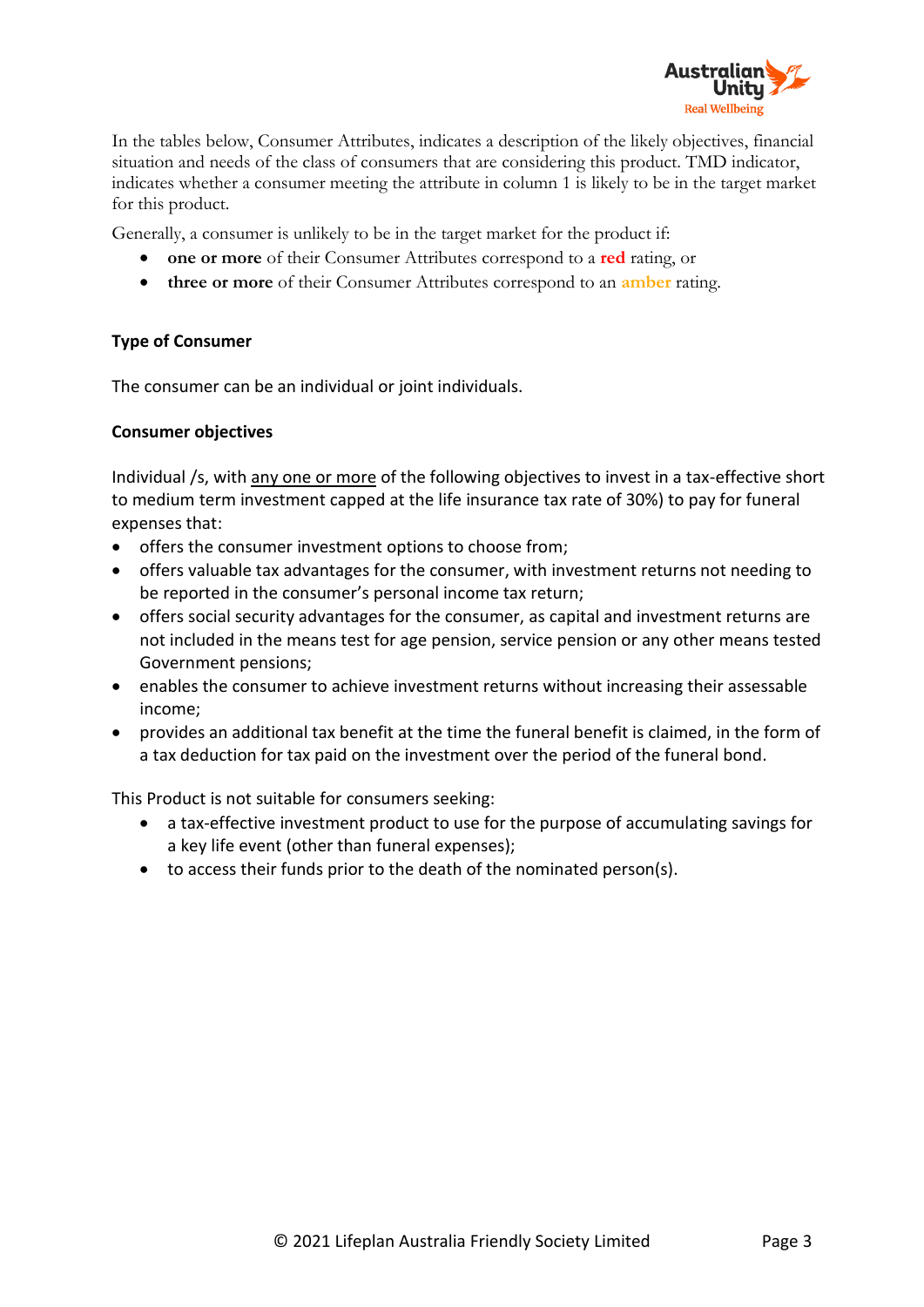In the tables below, Consumer Attributes, indicates a description of the likely objectives, financial situation and needs of the class of consumers that are considering this product. TMD indicator, indicates whether a consumer meeting the attribute in column 1 is likely to be in the target market for this product.

Generally, a consumer is unlikely to be in the target market for the product if:

- **one or more** of their Consumer Attributes correspond to a **red** rating, or
- **three or more** of their Consumer Attributes correspond to an **amber** rating.

**Type of Consumer**

The consumer can be an individual or joint individuals.

**Consumer objectives**

Individual /s, with any one or more of the following objectives to invest in a tax-effective short to medium term investment capped at the life insurance tax rate of 30%) to pay for funeral expenses that:

- offers the consumer investment options to choose from;
- offers valuable tax advantages for the consumer, with investment returns not needing to be reported in the consumer's personal income tax return;
- offers social security advantages for the consumer, as capital and investment returns are not included in the means test for age pension, service pension or any other means tested Government pensions;
- enables the consumer to achieve investment returns without increasing their assessable income;
- provides an additional tax benefit at the time the funeral benefit is claimed, in the form of a tax deduction for tax paid on the investment over the period of the funeral bond.

This Product is not suitable for consumers seeking:

- a tax-effective investment product to use for the purpose of accumulating savings for a key life event (other than funeral expenses);
- to access their funds prior to the death of the nominated person(s).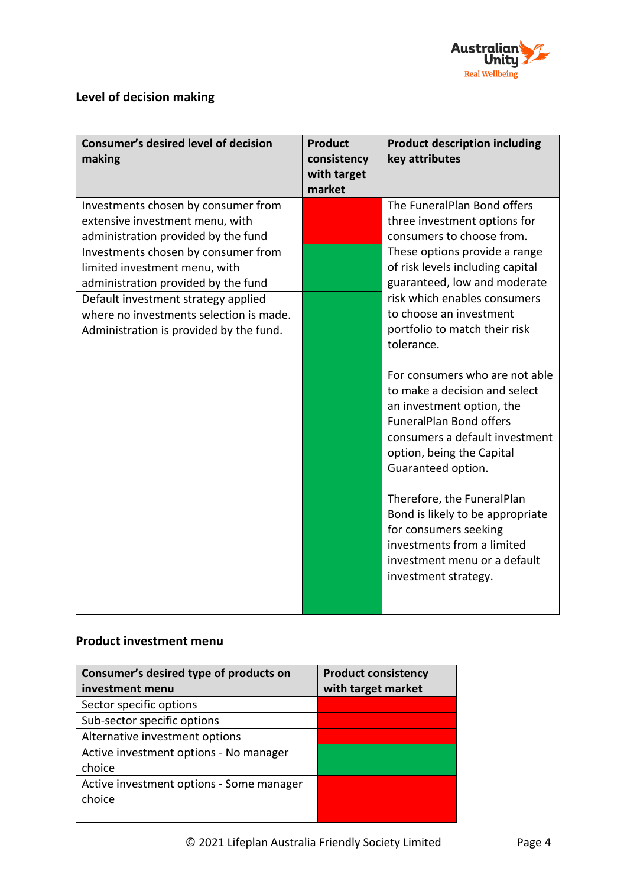### Level of decision making

| Consumer's desired level of decision making | Product consistency with target market | Product description including key attributes |
|---|---|---|
| Investments chosen by consumer from extensive investment menu, with administration provided by the fund | Red | The FuneralPlan Bond offers three investment options for consumers to choose from. These options provide a range of risk levels including capital guaranteed, low and moderate risk which enables consumers to choose an investment portfolio to match their risk tolerance.<br><br>For consumers who are not able to make a decision and select an investment option, the FuneralPlan Bond offers consumers a default investment option, being the Capital Guaranteed option.<br><br>Therefore, the FuneralPlan Bond is likely to be appropriate for consumers seeking investments from a limited investment menu or a default investment strategy. |
| Investments chosen by consumer from limited investment menu, with administration provided by the fund | Green | |
| Default investment strategy applied where no investments selection is made. Administration is provided by the fund. | Green | |

### Product investment menu

| Consumer's desired type of products on investment menu | Product consistency with target market |
|---|---|
| Sector specific options | Red |
| Sub-sector specific options | Red |
| Alternative investment options | Red |
| Active investment options - No manager choice | Green |
| Active investment options - Some manager choice | Red |

© 2021 Lifeplan Australia Friendly Society Limited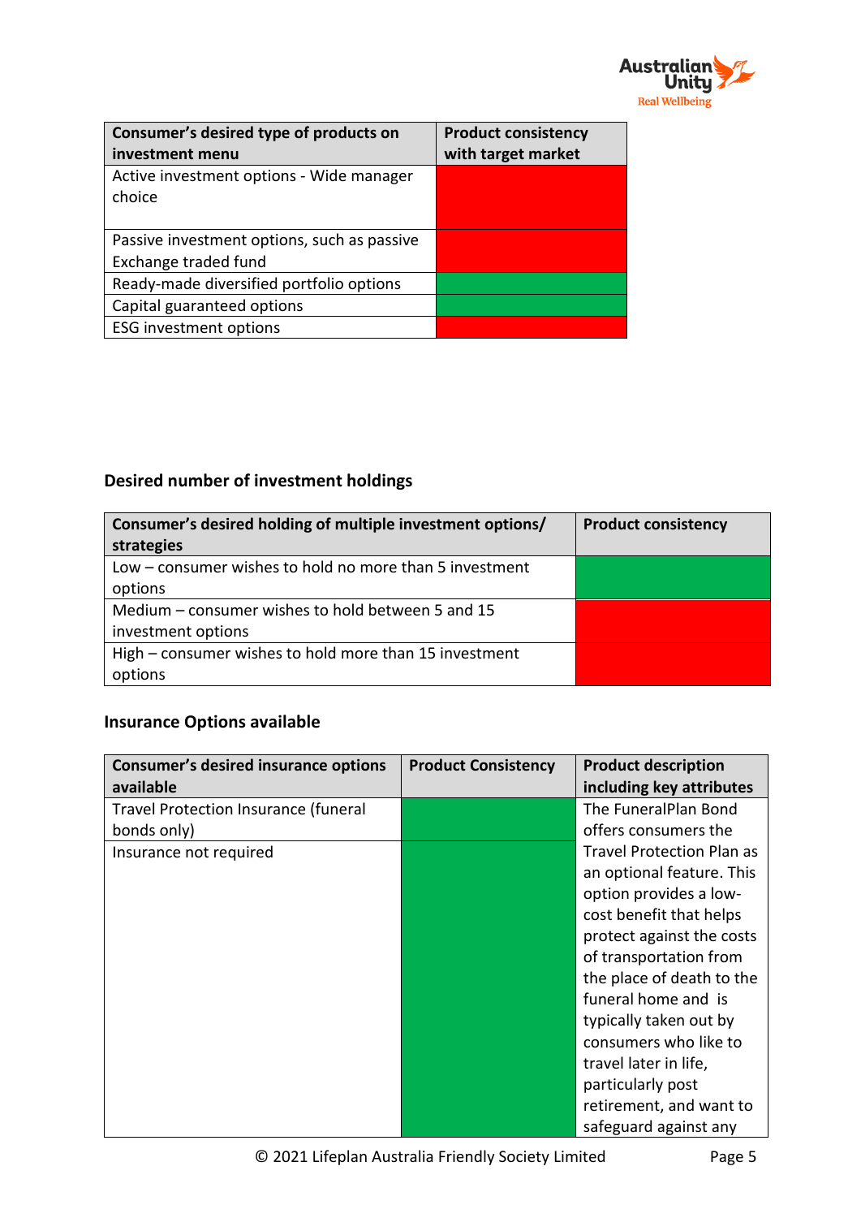| Consumer's desired type of products on investment menu | Product consistency with target market |
|---|---|
| Active investment options - Wide manager choice | Red |
| Passive investment options, such as passive Exchange traded fund | Red |
| Ready-made diversified portfolio options | Green |
| Capital guaranteed options | Green |
| ESG investment options | Red |

## Desired number of investment holdings

| Consumer's desired holding of multiple investment options/ strategies | Product consistency |
|---|---|
| Low – consumer wishes to hold no more than 5 investment options | Green |
| Medium – consumer wishes to hold between 5 and 15 investment options | Red |
| High – consumer wishes to hold more than 15 investment options | Red |

## Insurance Options available

| Consumer's desired insurance options available | Product Consistency | Product description including key attributes |
|---|---|---|
| Travel Protection Insurance (funeral bonds only) | Green | The FuneralPlan Bond offers consumers the Travel Protection Plan as an optional feature. This option provides a low-cost benefit that helps protect against the costs of transportation from the place of death to the funeral home and is typically taken out by consumers who like to travel later in life, particularly post retirement, and want to safeguard against any |
| Insurance not required | Green | |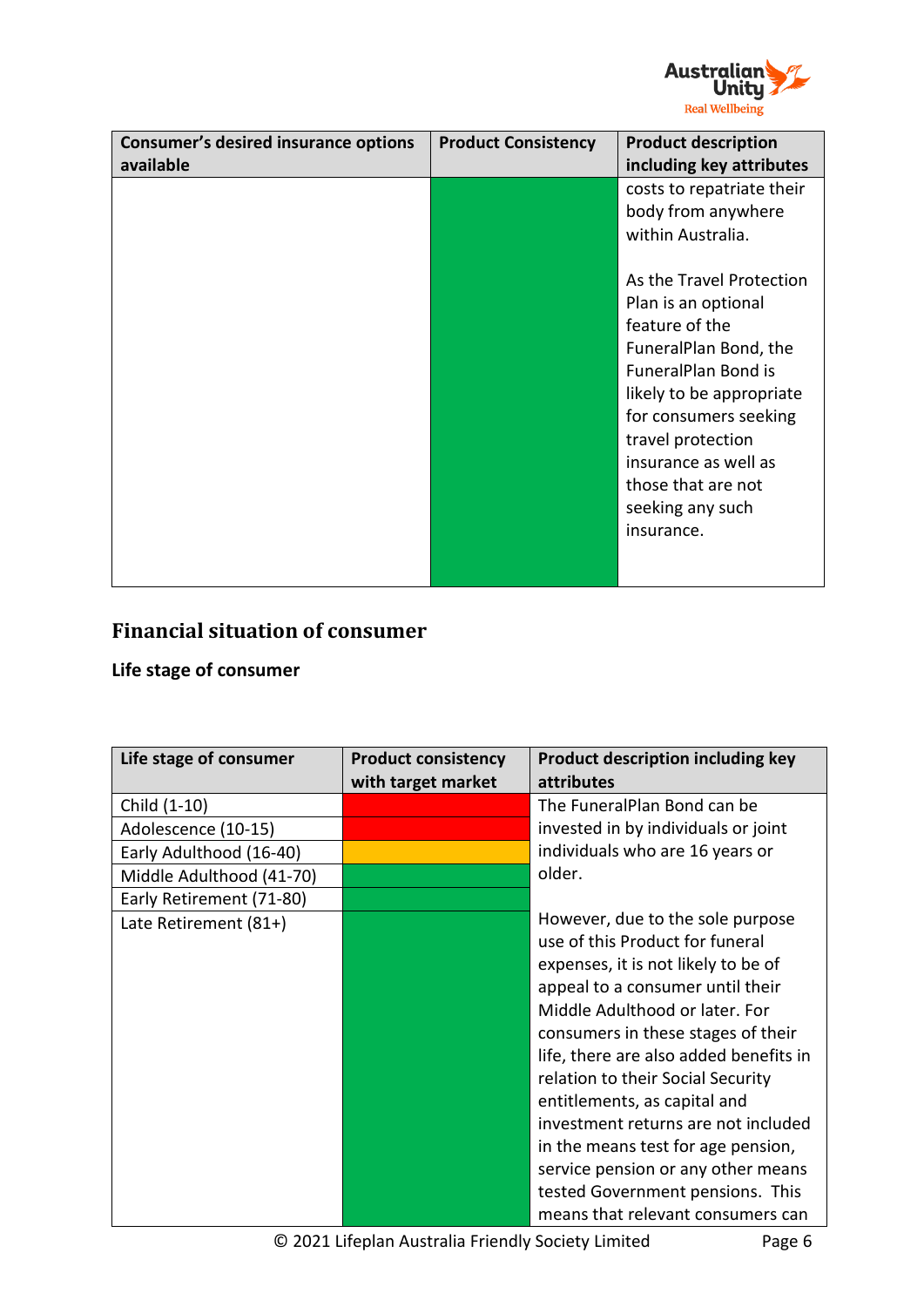| Consumer's desired insurance options available | Product Consistency | Product description including key attributes |
|---|---|---|
| | | costs to repatriate their body from anywhere within Australia.<br><br>As the Travel Protection Plan is an optional feature of the FuneralPlan Bond, the FuneralPlan Bond is likely to be appropriate for consumers seeking travel protection insurance as well as those that are not seeking any such insurance. |

## Financial situation of consumer

### Life stage of consumer

| Life stage of consumer | Product consistency with target market | Product description including key attributes |
|---|---|---|
| Child (1-10) | | The FuneralPlan Bond can be invested in by individuals or joint individuals who are 16 years or older.<br><br>However, due to the sole purpose use of this Product for funeral expenses, it is not likely to be of appeal to a consumer until their Middle Adulthood or later. For consumers in these stages of their life, there are also added benefits in relation to their Social Security entitlements, as capital and investment returns are not included in the means test for age pension, service pension or any other means tested Government pensions. This means that relevant consumers can |
| Adolescence (10-15) | | |
| Early Adulthood (16-40) | | |
| Middle Adulthood (41-70) | | |
| Early Retirement (71-80) | | |
| Late Retirement (81+) | | |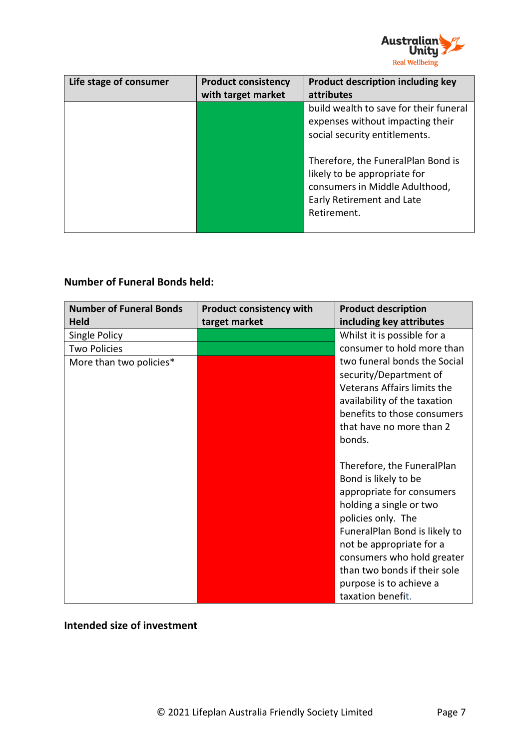| Life stage of consumer | Product consistency with target market | Product description including key attributes |
|---|---|---|
| | | build wealth to save for their funeral expenses without impacting their social security entitlements.<br><br>Therefore, the FuneralPlan Bond is likely to be appropriate for consumers in Middle Adulthood, Early Retirement and Late Retirement. |

**Number of Funeral Bonds held:**

| Number of Funeral Bonds Held | Product consistency with target market | Product description including key attributes |
|---|---|---|
| Single Policy | | Whilst it is possible for a consumer to hold more than two funeral bonds the Social security/Department of Veterans Affairs limits the availability of the taxation benefits to those consumers that have no more than 2 bonds.<br><br>Therefore, the FuneralPlan Bond is likely to be appropriate for consumers holding a single or two policies only. The FuneralPlan Bond is likely to not be appropriate for a consumers who hold greater than two bonds if their sole purpose is to achieve a taxation benefit. |
| Two Policies | | |
| More than two policies* | | |

**Intended size of investment**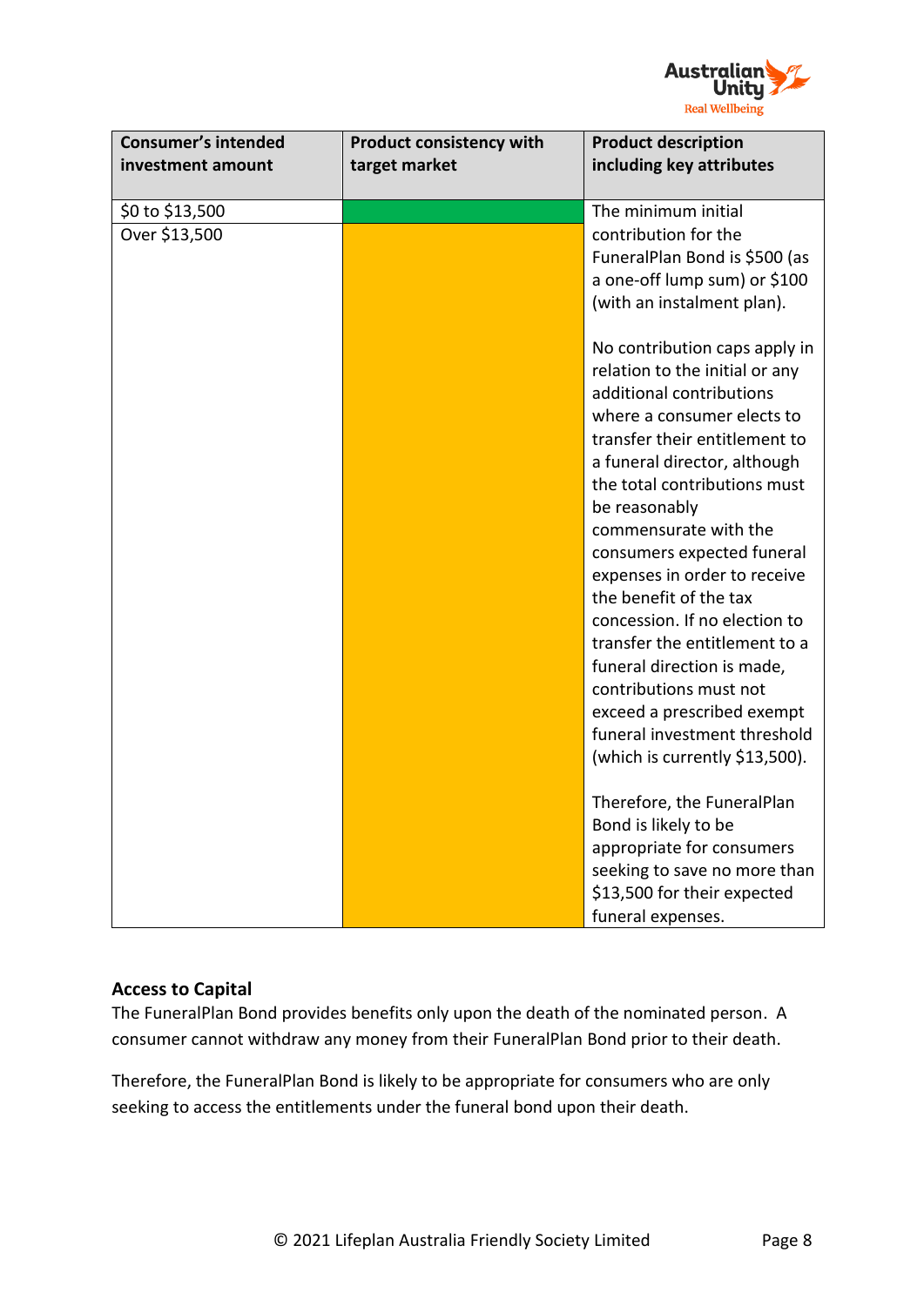| Consumer's intended investment amount | Product consistency with target market | Product description including key attributes |
|---|---|---|
| $0 to $13,500 | Green | The minimum initial contribution for the FuneralPlan Bond is $500 (as a one-off lump sum) or $100 (with an instalment plan).<br><br>No contribution caps apply in relation to the initial or any additional contributions where a consumer elects to transfer their entitlement to a funeral director, although the total contributions must be reasonably commensurate with the consumers expected funeral expenses in order to receive the benefit of the tax concession. If no election to transfer the entitlement to a funeral direction is made, contributions must not exceed a prescribed exempt funeral investment threshold (which is currently $13,500).<br><br>Therefore, the FuneralPlan Bond is likely to be appropriate for consumers seeking to save no more than $13,500 for their expected funeral expenses. |
| Over $13,500 | Amber | |

## Access to Capital

The FuneralPlan Bond provides benefits only upon the death of the nominated person. A consumer cannot withdraw any money from their FuneralPlan Bond prior to their death.

Therefore, the FuneralPlan Bond is likely to be appropriate for consumers who are only seeking to access the entitlements under the funeral bond upon their death.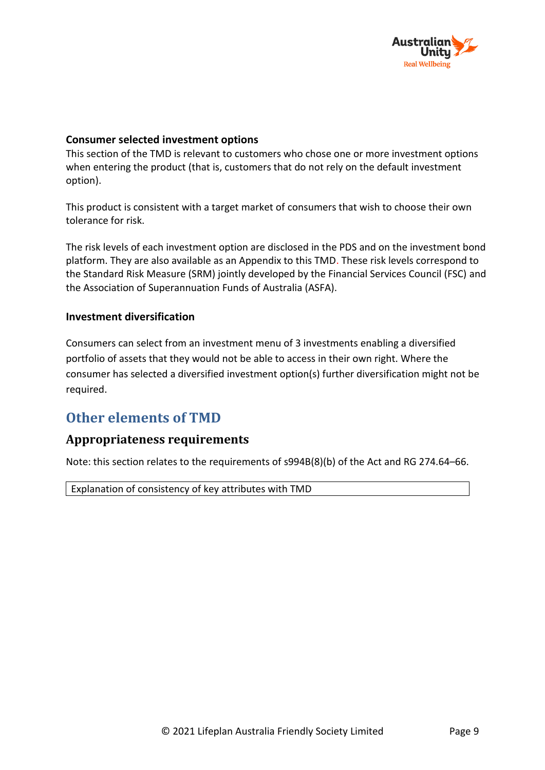**Consumer selected investment options**

This section of the TMD is relevant to customers who chose one or more investment options when entering the product (that is, customers that do not rely on the default investment option).

This product is consistent with a target market of consumers that wish to choose their own tolerance for risk.

The risk levels of each investment option are disclosed in the PDS and on the investment bond platform. They are also available as an Appendix to this TMD. These risk levels correspond to the Standard Risk Measure (SRM) jointly developed by the Financial Services Council (FSC) and the Association of Superannuation Funds of Australia (ASFA).

**Investment diversification**

Consumers can select from an investment menu of 3 investments enabling a diversified portfolio of assets that they would not be able to access in their own right. Where the consumer has selected a diversified investment option(s) further diversification might not be required.

## Other elements of TMD

### Appropriateness requirements

Note: this section relates to the requirements of s994B(8)(b) of the Act and RG 274.64–66.

| Explanation of consistency of key attributes with TMD |
| --- |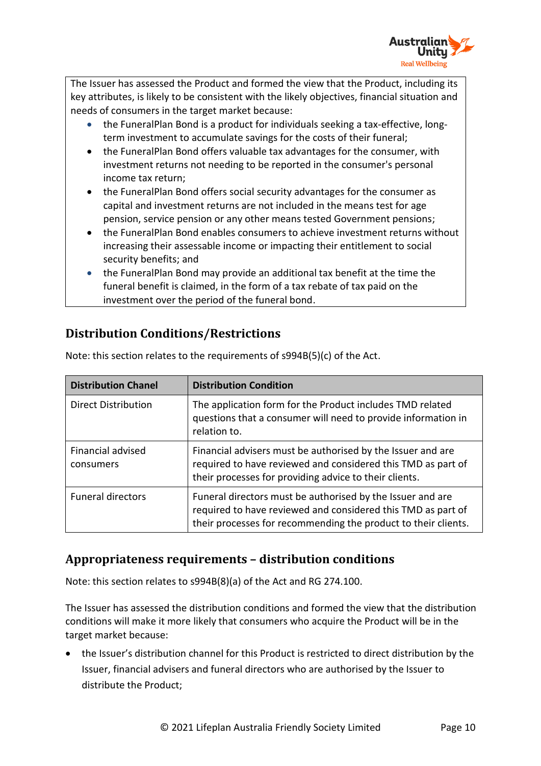The Issuer has assessed the Product and formed the view that the Product, including its key attributes, is likely to be consistent with the likely objectives, financial situation and needs of consumers in the target market because:

- the FuneralPlan Bond is a product for individuals seeking a tax-effective, long-term investment to accumulate savings for the costs of their funeral;
- the FuneralPlan Bond offers valuable tax advantages for the consumer, with investment returns not needing to be reported in the consumer's personal income tax return;
- the FuneralPlan Bond offers social security advantages for the consumer as capital and investment returns are not included in the means test for age pension, service pension or any other means tested Government pensions;
- the FuneralPlan Bond enables consumers to achieve investment returns without increasing their assessable income or impacting their entitlement to social security benefits; and
- the FuneralPlan Bond may provide an additional tax benefit at the time the funeral benefit is claimed, in the form of a tax rebate of tax paid on the investment over the period of the funeral bond.

## Distribution Conditions/Restrictions

Note: this section relates to the requirements of s994B(5)(c) of the Act.

| Distribution Chanel | Distribution Condition |
| --- | --- |
| Direct Distribution | The application form for the Product includes TMD related questions that a consumer will need to provide information in relation to. |
| Financial advised consumers | Financial advisers must be authorised by the Issuer and are required to have reviewed and considered this TMD as part of their processes for providing advice to their clients. |
| Funeral directors | Funeral directors must be authorised by the Issuer and are required to have reviewed and considered this TMD as part of their processes for recommending the product to their clients. |

## Appropriateness requirements – distribution conditions

Note: this section relates to s994B(8)(a) of the Act and RG 274.100.

The Issuer has assessed the distribution conditions and formed the view that the distribution conditions will make it more likely that consumers who acquire the Product will be in the target market because:

- the Issuer's distribution channel for this Product is restricted to direct distribution by the Issuer, financial advisers and funeral directors who are authorised by the Issuer to distribute the Product;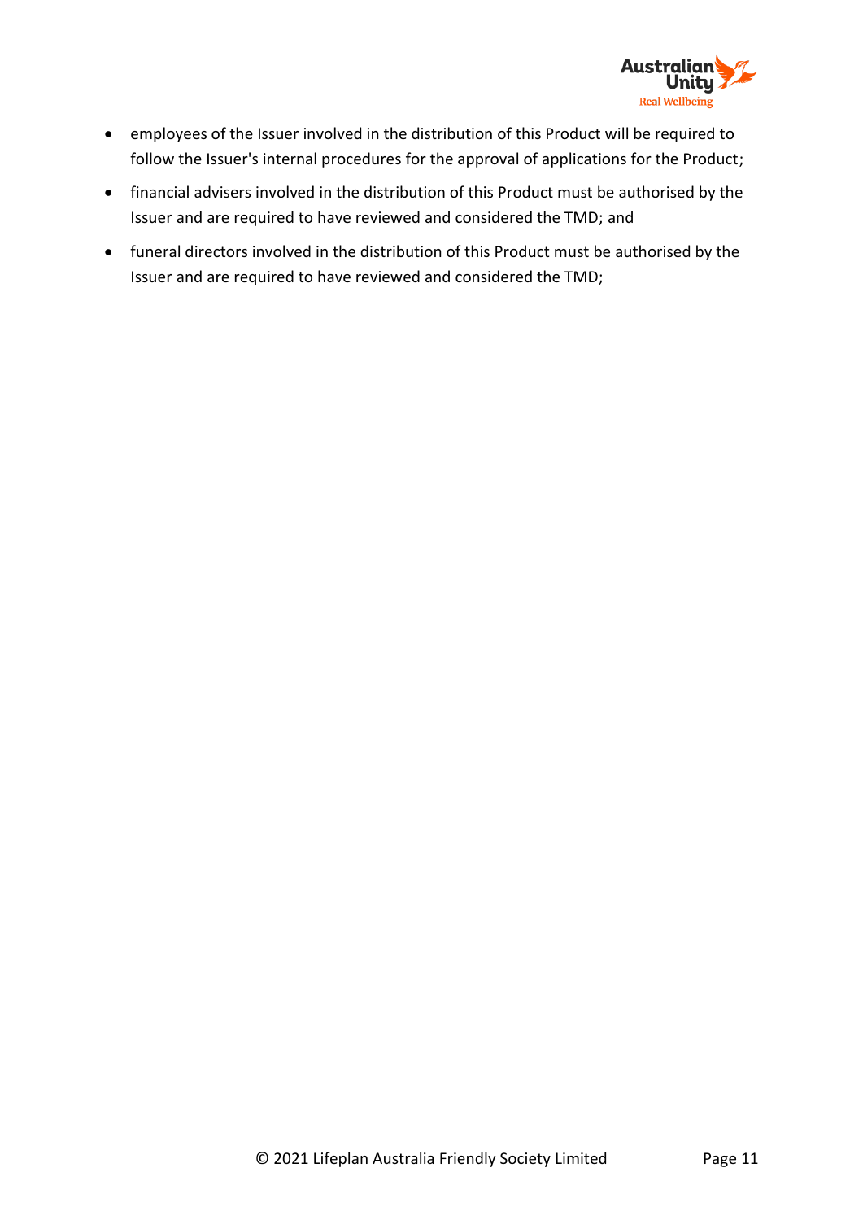- employees of the Issuer involved in the distribution of this Product will be required to follow the Issuer's internal procedures for the approval of applications for the Product;
- financial advisers involved in the distribution of this Product must be authorised by the Issuer and are required to have reviewed and considered the TMD; and
- funeral directors involved in the distribution of this Product must be authorised by the Issuer and are required to have reviewed and considered the TMD;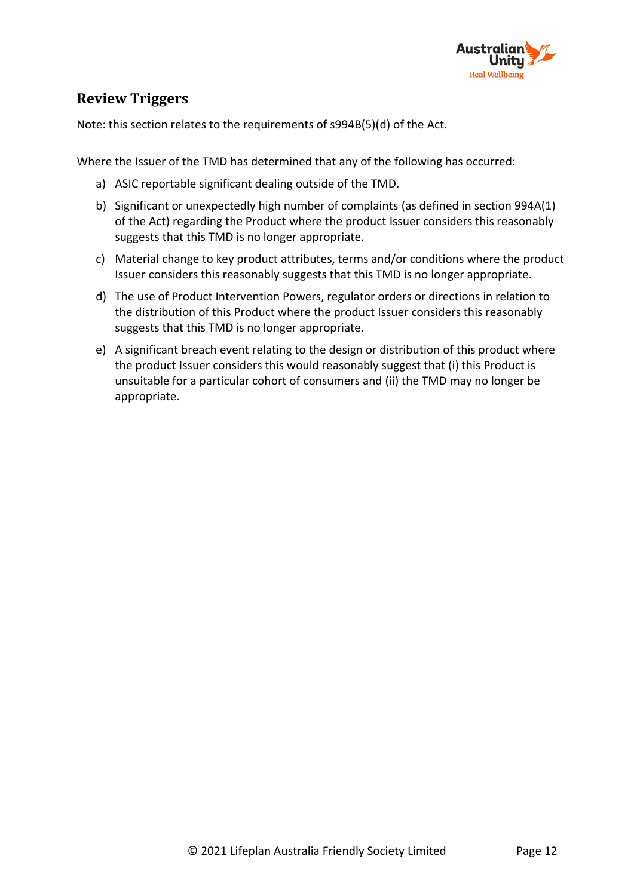## Review Triggers

Note: this section relates to the requirements of s994B(5)(d) of the Act.

Where the Issuer of the TMD has determined that any of the following has occurred:

a) ASIC reportable significant dealing outside of the TMD.

b) Significant or unexpectedly high number of complaints (as defined in section 994A(1) of the Act) regarding the Product where the product Issuer considers this reasonably suggests that this TMD is no longer appropriate.

c) Material change to key product attributes, terms and/or conditions where the product Issuer considers this reasonably suggests that this TMD is no longer appropriate.

d) The use of Product Intervention Powers, regulator orders or directions in relation to the distribution of this Product where the product Issuer considers this reasonably suggests that this TMD is no longer appropriate.

e) A significant breach event relating to the design or distribution of this product where the product Issuer considers this would reasonably suggest that (i) this Product is unsuitable for a particular cohort of consumers and (ii) the TMD may no longer be appropriate.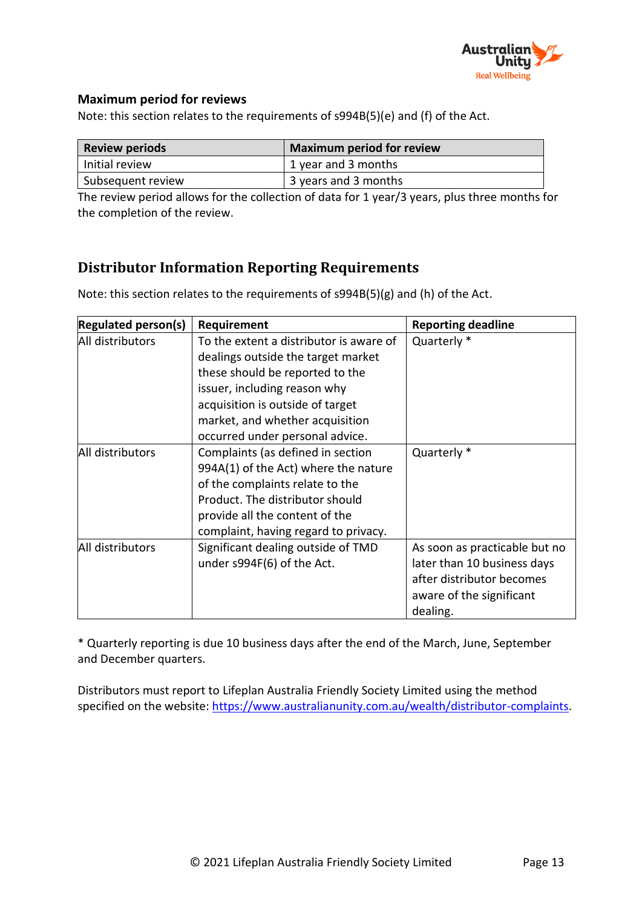**Maximum period for reviews**

Note: this section relates to the requirements of s994B(5)(e) and (f) of the Act.

| Review periods | Maximum period for review |
| --- | --- |
| Initial review | 1 year and 3 months |
| Subsequent review | 3 years and 3 months |

The review period allows for the collection of data for 1 year/3 years, plus three months for the completion of the review.

## Distributor Information Reporting Requirements

Note: this section relates to the requirements of s994B(5)(g) and (h) of the Act.

| Regulated person(s) | Requirement | Reporting deadline |
| --- | --- | --- |
| All distributors | To the extent a distributor is aware of dealings outside the target market these should be reported to the issuer, including reason why acquisition is outside of target market, and whether acquisition occurred under personal advice. | Quarterly * |
| All distributors | Complaints (as defined in section 994A(1) of the Act) where the nature of the complaints relate to the Product. The distributor should provide all the content of the complaint, having regard to privacy. | Quarterly * |
| All distributors | Significant dealing outside of TMD under s994F(6) of the Act. | As soon as practicable but no later than 10 business days after distributor becomes aware of the significant dealing. |

* Quarterly reporting is due 10 business days after the end of the March, June, September and December quarters.

Distributors must report to Lifeplan Australia Friendly Society Limited using the method specified on the website: https://www.australianunity.com.au/wealth/distributor-complaints.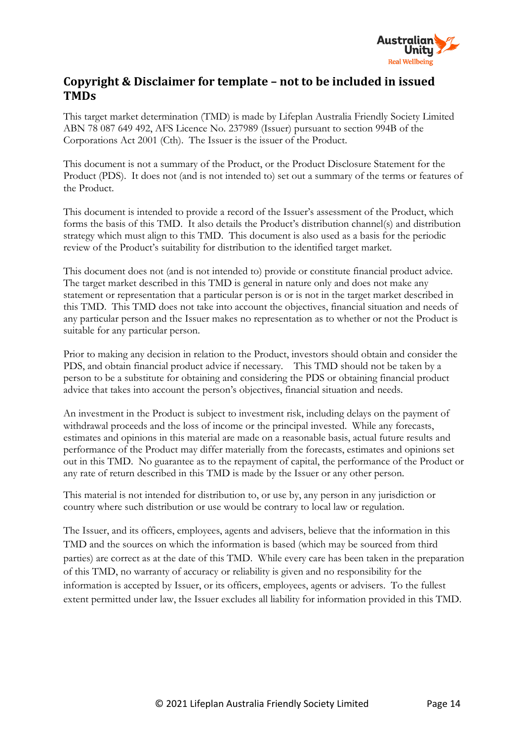## Copyright & Disclaimer for template – not to be included in issued TMDs

This target market determination (TMD) is made by Lifeplan Australia Friendly Society Limited ABN 78 087 649 492, AFS Licence No. 237989 (Issuer) pursuant to section 994B of the Corporations Act 2001 (Cth). The Issuer is the issuer of the Product.

This document is not a summary of the Product, or the Product Disclosure Statement for the Product (PDS). It does not (and is not intended to) set out a summary of the terms or features of the Product.

This document is intended to provide a record of the Issuer's assessment of the Product, which forms the basis of this TMD. It also details the Product's distribution channel(s) and distribution strategy which must align to this TMD. This document is also used as a basis for the periodic review of the Product's suitability for distribution to the identified target market.

This document does not (and is not intended to) provide or constitute financial product advice. The target market described in this TMD is general in nature only and does not make any statement or representation that a particular person is or is not in the target market described in this TMD. This TMD does not take into account the objectives, financial situation and needs of any particular person and the Issuer makes no representation as to whether or not the Product is suitable for any particular person.

Prior to making any decision in relation to the Product, investors should obtain and consider the PDS, and obtain financial product advice if necessary. This TMD should not be taken by a person to be a substitute for obtaining and considering the PDS or obtaining financial product advice that takes into account the person's objectives, financial situation and needs.

An investment in the Product is subject to investment risk, including delays on the payment of withdrawal proceeds and the loss of income or the principal invested. While any forecasts, estimates and opinions in this material are made on a reasonable basis, actual future results and performance of the Product may differ materially from the forecasts, estimates and opinions set out in this TMD. No guarantee as to the repayment of capital, the performance of the Product or any rate of return described in this TMD is made by the Issuer or any other person.

This material is not intended for distribution to, or use by, any person in any jurisdiction or country where such distribution or use would be contrary to local law or regulation.

The Issuer, and its officers, employees, agents and advisers, believe that the information in this TMD and the sources on which the information is based (which may be sourced from third parties) are correct as at the date of this TMD. While every care has been taken in the preparation of this TMD, no warranty of accuracy or reliability is given and no responsibility for the information is accepted by Issuer, or its officers, employees, agents or advisers. To the fullest extent permitted under law, the Issuer excludes all liability for information provided in this TMD.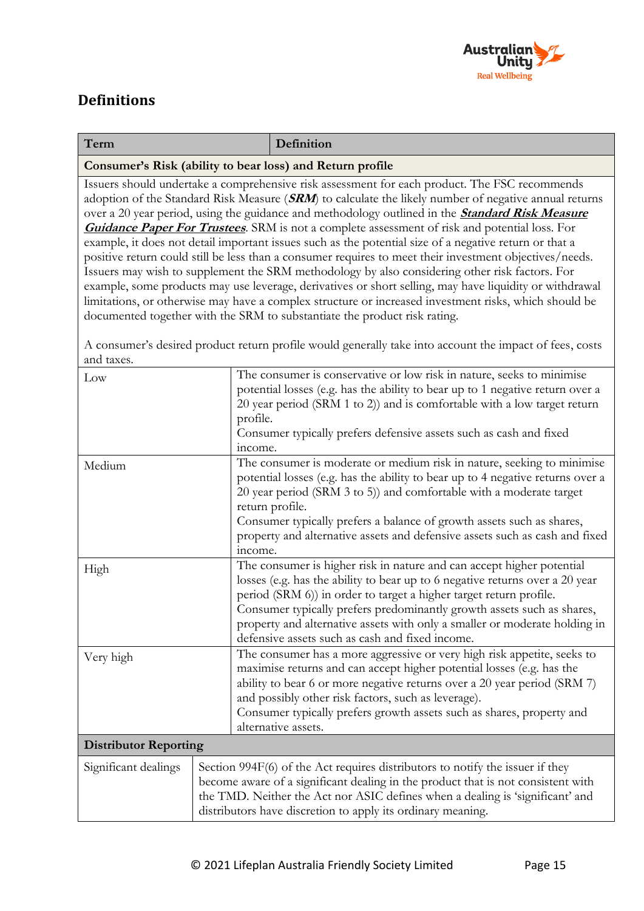## Definitions

| Term | Definition |
|---|---|
| **Consumer's Risk (ability to bear loss) and Return profile** | |
| Issuers should undertake a comprehensive risk assessment for each product. The FSC recommends adoption of the Standard Risk Measure (***SRM***) to calculate the likely number of negative annual returns over a 20 year period, using the guidance and methodology outlined in the ***Standard Risk Measure Guidance Paper For Trustees***. SRM is not a complete assessment of risk and potential loss. For example, it does not detail important issues such as the potential size of a negative return or that a positive return could still be less than a consumer requires to meet their investment objectives/needs. Issuers may wish to supplement the SRM methodology by also considering other risk factors. For example, some products may use leverage, derivatives or short selling, may have liquidity or withdrawal limitations, or otherwise may have a complex structure or increased investment risks, which should be documented together with the SRM to substantiate the product risk rating.<br><br>A consumer's desired product return profile would generally take into account the impact of fees, costs and taxes. | |
| Low | The consumer is conservative or low risk in nature, seeks to minimise potential losses (e.g. has the ability to bear up to 1 negative return over a 20 year period (SRM 1 to 2)) and is comfortable with a low target return profile.<br>Consumer typically prefers defensive assets such as cash and fixed income. |
| Medium | The consumer is moderate or medium risk in nature, seeking to minimise potential losses (e.g. has the ability to bear up to 4 negative returns over a 20 year period (SRM 3 to 5)) and comfortable with a moderate target return profile.<br>Consumer typically prefers a balance of growth assets such as shares, property and alternative assets and defensive assets such as cash and fixed income. |
| High | The consumer is higher risk in nature and can accept higher potential losses (e.g. has the ability to bear up to 6 negative returns over a 20 year period (SRM 6)) in order to target a higher target return profile.<br>Consumer typically prefers predominantly growth assets such as shares, property and alternative assets with only a smaller or moderate holding in defensive assets such as cash and fixed income. |
| Very high | The consumer has a more aggressive or very high risk appetite, seeks to maximise returns and can accept higher potential losses (e.g. has the ability to bear 6 or more negative returns over a 20 year period (SRM 7) and possibly other risk factors, such as leverage).<br>Consumer typically prefers growth assets such as shares, property and alternative assets. |
| **Distributor Reporting** | |
| Significant dealings | Section 994F(6) of the Act requires distributors to notify the issuer if they become aware of a significant dealing in the product that is not consistent with the TMD. Neither the Act nor ASIC defines when a dealing is 'significant' and distributors have discretion to apply its ordinary meaning. |

© 2021 Lifeplan Australia Friendly Society Limited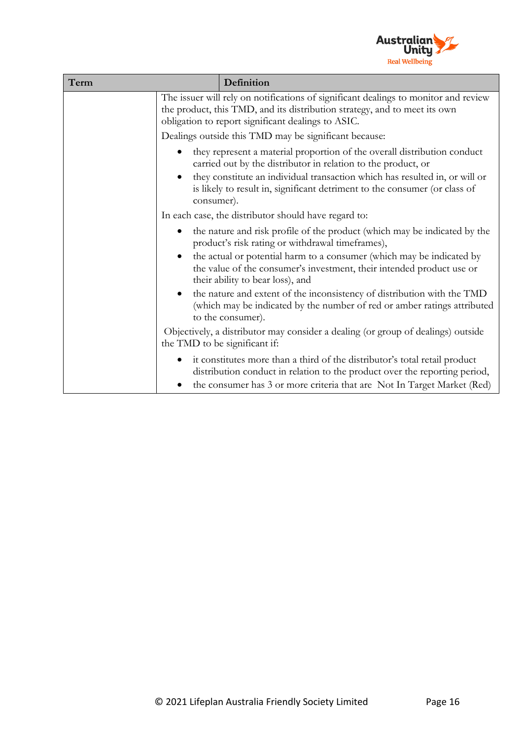| Term | Definition |
|---|---|
| | The issuer will rely on notifications of significant dealings to monitor and review the product, this TMD, and its distribution strategy, and to meet its own obligation to report significant dealings to ASIC.<br><br>Dealings outside this TMD may be significant because:<br><br>• they represent a material proportion of the overall distribution conduct carried out by the distributor in relation to the product, or<br>• they constitute an individual transaction which has resulted in, or will or is likely to result in, significant detriment to the consumer (or class of consumer).<br><br>In each case, the distributor should have regard to:<br><br>• the nature and risk profile of the product (which may be indicated by the product's risk rating or withdrawal timeframes),<br>• the actual or potential harm to a consumer (which may be indicated by the value of the consumer's investment, their intended product use or their ability to bear loss), and<br>• the nature and extent of the inconsistency of distribution with the TMD (which may be indicated by the number of red or amber ratings attributed to the consumer).<br><br>Objectively, a distributor may consider a dealing (or group of dealings) outside the TMD to be significant if:<br><br>• it constitutes more than a third of the distributor's total retail product distribution conduct in relation to the product over the reporting period,<br>• the consumer has 3 or more criteria that are Not In Target Market (Red) |

© 2021 Lifeplan Australia Friendly Society Limited